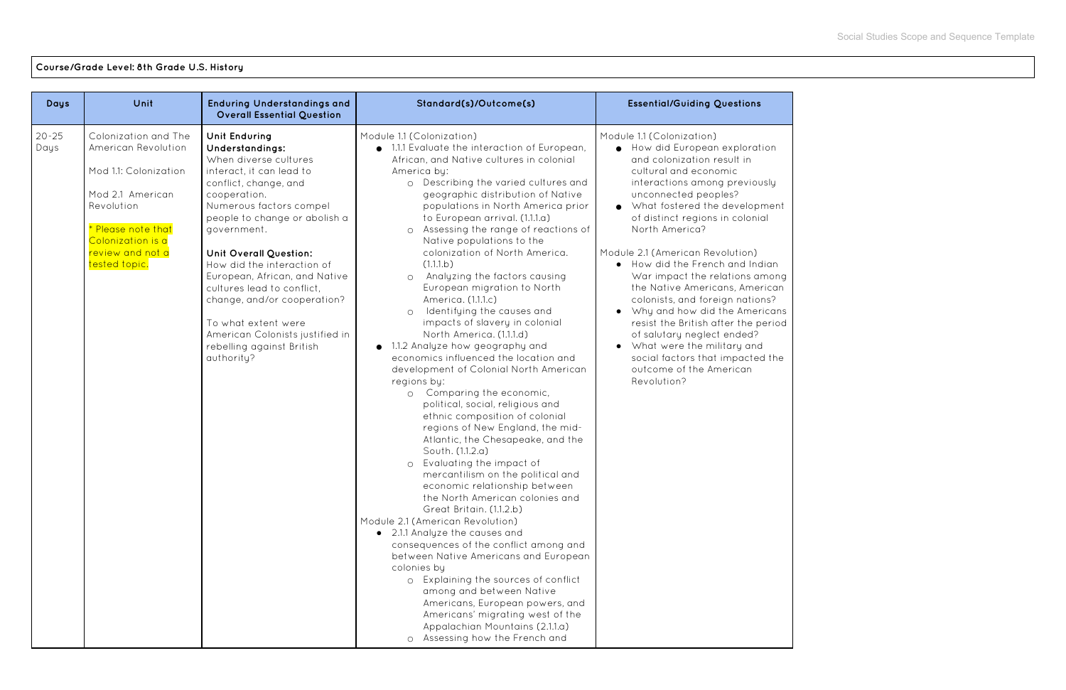**Course/Grade Level: 8th Grade U.S. History**

| Days | Unit | Enduring Understandings and Overall Essential Question | Standard(s)/Outcome(s) | Essential/Guiding Questions |
|---|---|---|---|---|
| 20-25 Days | Colonization and The American Revolution<br><br>Mod 1.1: Colonization<br><br>Mod 2.1 American Revolution<br><br>* Please note that Colonization is a review and not a tested topic. | **Unit Enduring Understandings:**<br>When diverse cultures interact, it can lead to conflict, change, and cooperation.<br>Numerous factors compel people to change or abolish a government.<br><br>**Unit Overall Question:**<br>How did the interaction of European, African, and Native cultures lead to conflict, change, and/or cooperation?<br><br>To what extent were American Colonists justified in rebelling against British authority? | Module 1.1 (Colonization)<br>● 1.1.1 Evaluate the interaction of European, African, and Native cultures in colonial America by:<br>o Describing the varied cultures and geographic distribution of Native populations in North America prior to European arrival. (1.1.1.a)<br>o Assessing the range of reactions of Native populations to the colonization of North America. (1.1.1.b)<br>o Analyzing the factors causing European migration to North America. (1.1.1.c)<br>o Identifying the causes and impacts of slavery in colonial North America. (1.1.1.d)<br>● 1.1.2 Analyze how geography and economics influenced the location and development of Colonial North American regions by:<br>o Comparing the economic, political, social, religious and ethnic composition of colonial regions of New England, the mid-Atlantic, the Chesapeake, and the South. (1.1.2.a)<br>o Evaluating the impact of mercantilism on the political and economic relationship between the North American colonies and Great Britain. (1.1.2.b)<br>Module 2.1 (American Revolution)<br>● 2.1.1 Analyze the causes and consequences of the conflict among and between Native Americans and European colonies by<br>o Explaining the sources of conflict among and between Native Americans, European powers, and Americans' migrating west of the Appalachian Mountains (2.1.1.a)<br>o Assessing how the French and | Module 1.1 (Colonization)<br>● How did European exploration and colonization result in cultural and economic interactions among previously unconnected peoples?<br>● What fostered the development of distinct regions in colonial North America?<br><br>Module 2.1 (American Revolution)<br>● How did the French and Indian War impact the relations among the Native Americans, American colonists, and foreign nations?<br>● Why and how did the Americans resist the British after the period of salutary neglect ended?<br>● What were the military and social factors that impacted the outcome of the American Revolution? |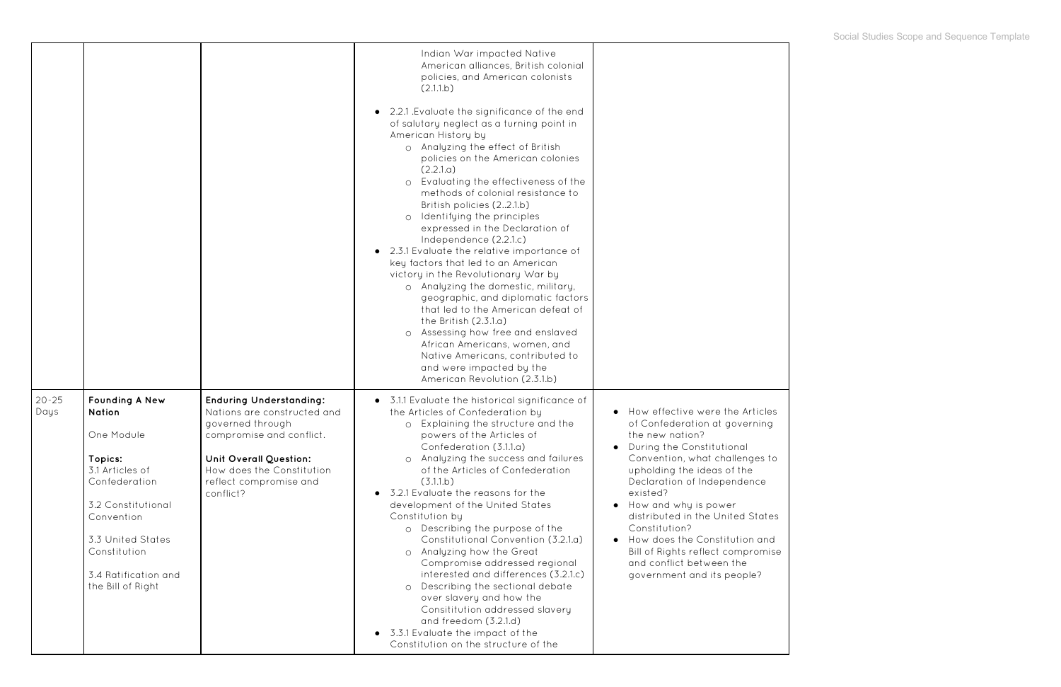| | | | | |
|---|---|---|---|---|
| | | | Indian War impacted Native American alliances, British colonial policies, and American colonists (2.1.1.b)<br><br>• 2.2.1 .Evaluate the significance of the end of salutary neglect as a turning point in American History by<br>  ○ Analyzing the effect of British policies on the American colonies (2.2.1.a)<br>  ○ Evaluating the effectiveness of the methods of colonial resistance to British policies (2..2.1.b)<br>  ○ Identifying the principles expressed in the Declaration of Independence (2.2.1.c)<br>• 2.3.1 Evaluate the relative importance of key factors that led to an American victory in the Revolutionary War by<br>  ○ Analyzing the domestic, military, geographic, and diplomatic factors that led to the American defeat of the British (2.3.1.a)<br>  ○ Assessing how free and enslaved African Americans, women, and Native Americans, contributed to and were impacted by the American Revolution (2.3.1.b) | |
| 20-25 Days | **Founding A New Nation**<br><br>One Module<br><br>**Topics:**<br>3.1 Articles of Confederation<br><br>3.2 Constitutional Convention<br><br>3.3 United States Constitution<br><br>3.4 Ratification and the Bill of Right | **Enduring Understanding:** Nations are constructed and governed through compromise and conflict.<br><br>**Unit Overall Question:** How does the Constitution reflect compromise and conflict? | • 3.1.1 Evaluate the historical significance of the Articles of Confederation by<br>  ○ Explaining the structure and the powers of the Articles of Confederation (3.1.1.a)<br>  ○ Analyzing the success and failures of the Articles of Confederation (3.1.1.b)<br>• 3.2.1 Evaluate the reasons for the development of the United States Constitution by<br>  ○ Describing the purpose of the Constitutional Convention (3.2.1.a)<br>  ○ Analyzing how the Great Compromise addressed regional interested and differences (3.2.1.c)<br>  ○ Describing the sectional debate over slavery and how the Consititution addressed slavery and freedom (3.2.1.d)<br>• 3.3.1 Evaluate the impact of the Constitution on the structure of the | • How effective were the Articles of Confederation at governing the new nation?<br>• During the Constitutional Convention, what challenges to upholding the ideas of the Declaration of Independence existed?<br>• How and why is power distributed in the United States Constitution?<br>• How does the Constitution and Bill of Rights reflect compromise and conflict between the government and its people? |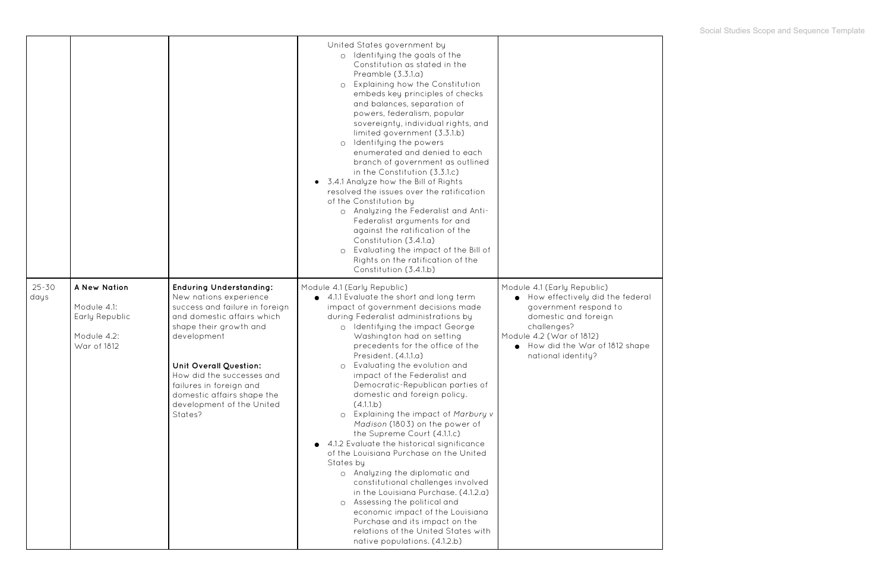| | | | | |
|---|---|---|---|---|
| | | | United States government by<br>○ Identifying the goals of the Constitution as stated in the Preamble (3.3.1.a)<br>○ Explaining how the Constitution embeds key principles of checks and balances, separation of powers, federalism, popular sovereignty, individual rights, and limited government (3.3.1.b)<br>○ Identifying the powers enumerated and denied to each branch of government as outlined in the Constitution (3.3.1.c)<br>● 3.4.1 Analyze how the Bill of Rights resolved the issues over the ratification of the Constitution by<br>○ Analyzing the Federalist and Anti-Federalist arguments for and against the ratification of the Constitution (3.4.1.a)<br>○ Evaluating the impact of the Bill of Rights on the ratification of the Constitution (3.4.1.b) | |
| 25-30 days | **A New Nation**<br><br>Module 4.1: Early Republic<br><br>Module 4.2: War of 1812 | **Enduring Understanding:** New nations experience success and failure in foreign and domestic affairs which shape their growth and development<br><br>**Unit Overall Question:** How did the successes and failures in foreign and domestic affairs shape the development of the United States? | Module 4.1 (Early Republic)<br>● 4.1.1 Evaluate the short and long term impact of government decisions made during Federalist administrations by<br>○ Identifying the impact George Washington had on setting precedents for the office of the President. (4.1.1.a)<br>○ Evaluating the evolution and impact of the Federalist and Democratic-Republican parties of domestic and foreign policy. (4.1.1.b)<br>○ Explaining the impact of *Marbury v Madison* (1803) on the power of the Supreme Court (4.1.1.c)<br>● 4.1.2 Evaluate the historical significance of the Louisiana Purchase on the United States by<br>○ Analyzing the diplomatic and constitutional challenges involved in the Louisiana Purchase. (4.1.2.a)<br>○ Assessing the political and economic impact of the Louisiana Purchase and its impact on the relations of the United States with native populations. (4.1.2.b) | Module 4.1 (Early Republic)<br>● How effectively did the federal government respond to domestic and foreign challenges?<br>Module 4.2 (War of 1812)<br>● How did the War of 1812 shape national identity? |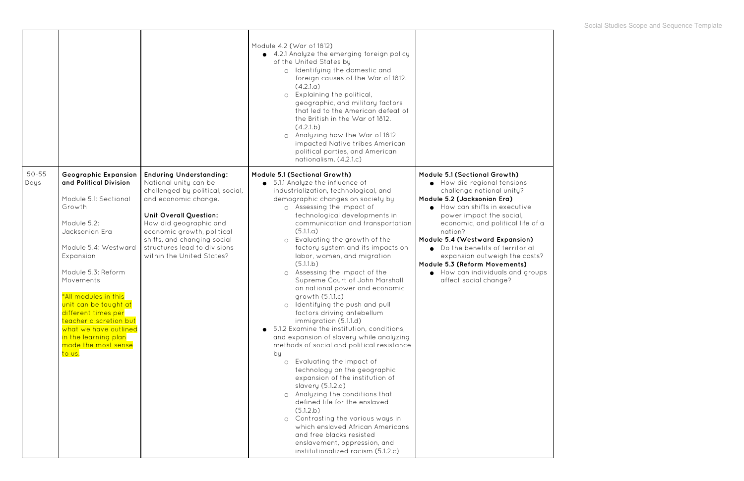| | | | | |
|---|---|---|---|---|
| | | | Module 4.2 (War of 1812)<br>● 4.2.1 Analyze the emerging foreign policy of the United States by<br>○ Identifying the domestic and foreign causes of the War of 1812. (4.2.1.a)<br>○ Explaining the political, geographic, and military factors that led to the American defeat of the British in the War of 1812. (4.2.1.b)<br>○ Analyzing how the War of 1812 impacted Native tribes American political parties, and American nationalism. (4.2.1.c) | |
| 50-55 Days | **Geographic Expansion and Political Division**<br><br>Module 5.1: Sectional Growth<br><br>Module 5.2: Jacksonian Era<br><br>Module 5.4: Westward Expansion<br><br>Module 5.3: Reform Movements<br><br>*All modules in this unit can be taught at different times per teacher discretion but what we have outlined in the learning plan made the most sense to us. | **Enduring Understanding:** National unity can be challenged by political, social, and economic change.<br><br>**Unit Overall Question:** How did geographic and economic growth, political shifts, and changing social structures lead to divisions within the United States? | **Module 5.1 (Sectional Growth)**<br>● 5.1.1 Analyze the influence of industrialization, technological, and demographic changes on society by<br>○ Assessing the impact of technological developments in communication and transportation (5.1.1.a)<br>○ Evaluating the growth of the factory system and its impacts on labor, women, and migration (5.1.1.b)<br>○ Assessing the impact of the Supreme Court of John Marshall on national power and economic growth (5.1.1.c)<br>○ Identifying the push and pull factors driving antebellum immigration (5.1.1.d)<br>● 5.1.2 Examine the institution, conditions, and expansion of slavery while analyzing methods of social and political resistance by<br>○ Evaluating the impact of technology on the geographic expansion of the institution of slavery (5.1.2.a)<br>○ Analyzing the conditions that defined life for the enslaved (5.1.2.b)<br>○ Contrasting the various ways in which enslaved African Americans and free blacks resisted enslavement, oppression, and institutionalized racism (5.1.2.c) | **Module 5.1 (Sectional Growth)**<br>● How did regional tensions challenge national unity?<br>**Module 5.2 (Jacksonian Era)**<br>● How can shifts in executive power impact the social, economic, and political life of a nation?<br>**Module 5.4 (Westward Expansion)**<br>● Do the benefits of territorial expansion outweigh the costs?<br>**Module 5.3 (Reform Movements)**<br>● How can individuals and groups affect social change? |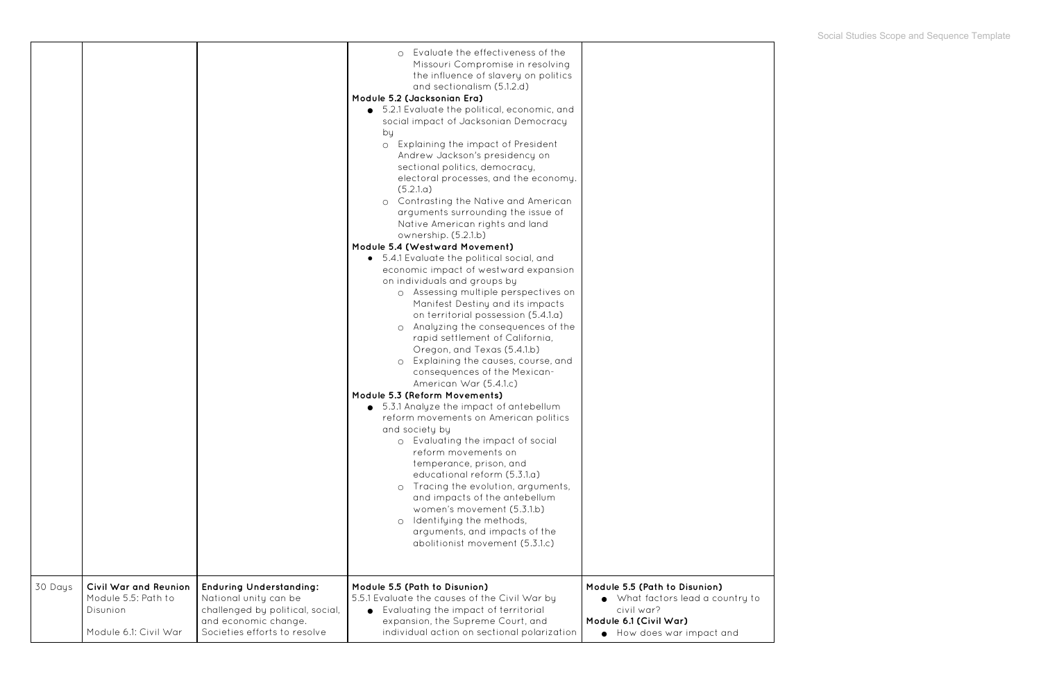| | | | | |
|---|---|---|---|---|
| | | | ○ Evaluate the effectiveness of the Missouri Compromise in resolving the influence of slavery on politics and sectionalism (5.1.2.d)<br>**Module 5.2 (Jacksonian Era)**<br>● 5.2.1 Evaluate the political, economic, and social impact of Jacksonian Democracy by<br>○ Explaining the impact of President Andrew Jackson's presidency on sectional politics, democracy, electoral processes, and the economy. (5.2.1.a)<br>○ Contrasting the Native and American arguments surrounding the issue of Native American rights and land ownership. (5.2.1.b)<br>**Module 5.4 (Westward Movement)**<br>● 5.4.1 Evaluate the political social, and economic impact of westward expansion on individuals and groups by<br>○ Assessing multiple perspectives on Manifest Destiny and its impacts on territorial possession (5.4.1.a)<br>○ Analyzing the consequences of the rapid settlement of California, Oregon, and Texas (5.4.1.b)<br>○ Explaining the causes, course, and consequences of the Mexican-American War (5.4.1.c)<br>**Module 5.3 (Reform Movements)**<br>● 5.3.1 Analyze the impact of antebellum reform movements on American politics and society by<br>○ Evaluating the impact of social reform movements on temperance, prison, and educational reform (5.3.1.a)<br>○ Tracing the evolution, arguments, and impacts of the antebellum women's movement (5.3.1.b)<br>○ Identifying the methods, arguments, and impacts of the abolitionist movement (5.3.1.c) | |
| 30 Days | **Civil War and Reunion**<br>Module 5.5: Path to Disunion<br><br>Module 6.1: Civil War | **Enduring Understanding:**<br>National unity can be challenged by political, social, and economic change. Societies efforts to resolve | **Module 5.5 (Path to Disunion)**<br>5.5.1 Evaluate the causes of the Civil War by<br>● Evaluating the impact of territorial expansion, the Supreme Court, and individual action on sectional polarization | **Module 5.5 (Path to Disunion)**<br>● What factors lead a country to civil war?<br>**Module 6.1 (Civil War)**<br>● How does war impact and |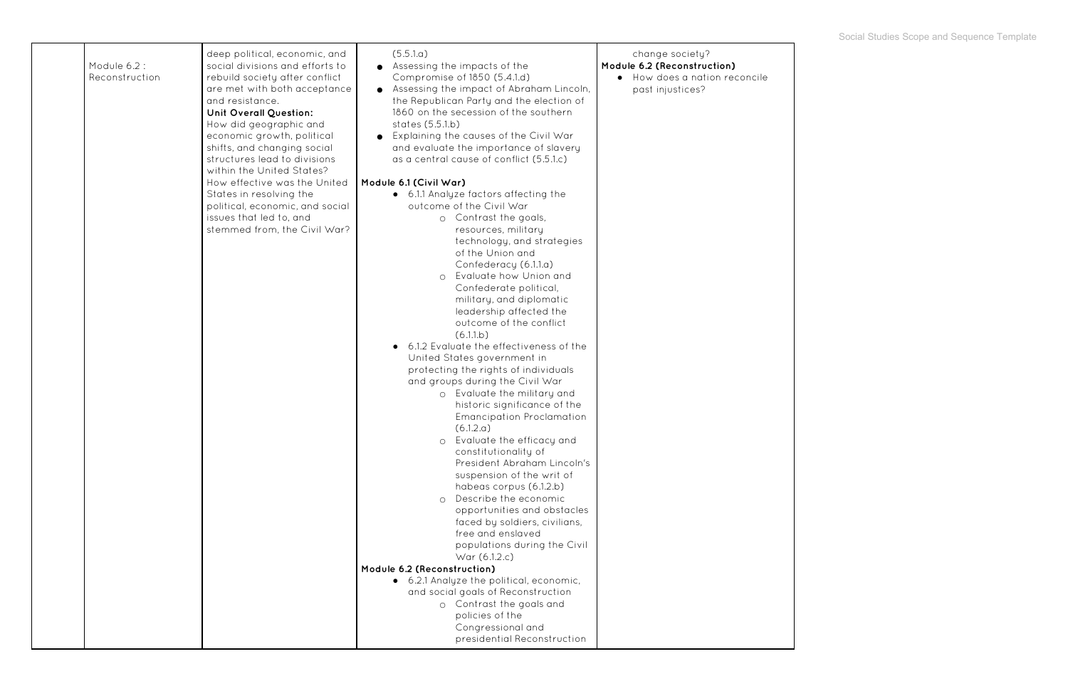| | | | | |
|---|---|---|---|---|
| | Module 6.2 : Reconstruction | deep political, economic, and social divisions and efforts to rebuild society after conflict are met with both acceptance and resistance.<br>**Unit Overall Question:**<br>How did geographic and economic growth, political shifts, and changing social structures lead to divisions within the United States?<br>How effective was the United States in resolving the political, economic, and social issues that led to, and stemmed from, the Civil War? | (5.5.1.a)<br>● Assessing the impacts of the Compromise of 1850 (5.4.1.d)<br>● Assessing the impact of Abraham Lincoln, the Republican Party and the election of 1860 on the secession of the southern states (5.5.1.b)<br>● Explaining the causes of the Civil War and evaluate the importance of slavery as a central cause of conflict (5.5.1.c)<br><br>**Module 6.1 (Civil War)**<br>● 6.1.1 Analyze factors affecting the outcome of the Civil War<br>○ Contrast the goals, resources, military technology, and strategies of the Union and Confederacy (6.1.1.a)<br>○ Evaluate how Union and Confederate political, military, and diplomatic leadership affected the outcome of the conflict (6.1.1.b)<br>● 6.1.2 Evaluate the effectiveness of the United States government in protecting the rights of individuals and groups during the Civil War<br>○ Evaluate the military and historic significance of the Emancipation Proclamation (6.1.2.a)<br>○ Evaluate the efficacy and constitutionality of President Abraham Lincoln's suspension of the writ of habeas corpus (6.1.2.b)<br>○ Describe the economic opportunities and obstacles faced by soldiers, civilians, free and enslaved populations during the Civil War (6.1.2.c)<br>**Module 6.2 (Reconstruction)**<br>● 6.2.1 Analyze the political, economic, and social goals of Reconstruction<br>○ Contrast the goals and policies of the Congressional and presidential Reconstruction | change society?<br>**Module 6.2 (Reconstruction)**<br>● How does a nation reconcile past injustices? |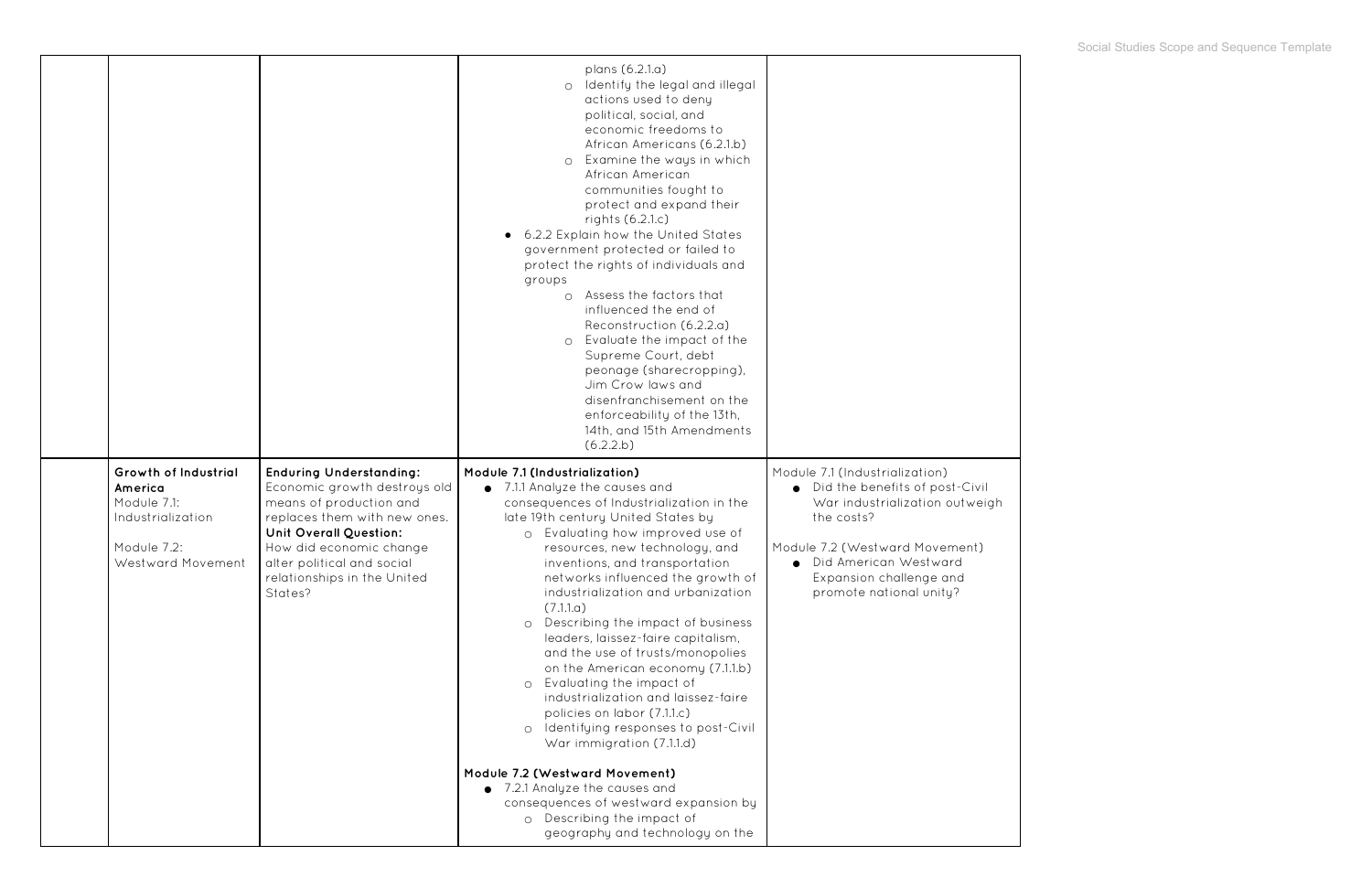| | | | | |
|---|---|---|---|---|
| | | | plans (6.2.1.a)<br>○ Identify the legal and illegal actions used to deny political, social, and economic freedoms to African Americans (6.2.1.b)<br>○ Examine the ways in which African American communities fought to protect and expand their rights (6.2.1.c)<br>● 6.2.2 Explain how the United States government protected or failed to protect the rights of individuals and groups<br>○ Assess the factors that influenced the end of Reconstruction (6.2.2.a)<br>○ Evaluate the impact of the Supreme Court, debt peonage (sharecropping), Jim Crow laws and disenfranchisement on the enforceability of the 13th, 14th, and 15th Amendments (6.2.2.b) | |
| | **Growth of Industrial America**<br>Module 7.1: Industrialization<br><br>Module 7.2: Westward Movement | **Enduring Understanding:** Economic growth destroys old means of production and replaces them with new ones.<br>**Unit Overall Question:** How did economic change alter political and social relationships in the United States? | **Module 7.1 (Industrialization)**<br>● 7.1.1 Analyze the causes and consequences of Industrialization in the late 19th century United States by<br>○ Evaluating how improved use of resources, new technology, and inventions, and transportation networks influenced the growth of industrialization and urbanization (7.1.1.a)<br>○ Describing the impact of business leaders, laissez-faire capitalism, and the use of trusts/monopolies on the American economy (7.1.1.b)<br>○ Evaluating the impact of industrialization and laissez-faire policies on labor (7.1.1.c)<br>○ Identifying responses to post-Civil War immigration (7.1.1.d)<br><br>**Module 7.2 (Westward Movement)**<br>● 7.2.1 Analyze the causes and consequences of westward expansion by<br>○ Describing the impact of geography and technology on the | Module 7.1 (Industrialization)<br>● Did the benefits of post-Civil War industrialization outweigh the costs?<br><br>Module 7.2 (Westward Movement)<br>● Did American Westward Expansion challenge and promote national unity? |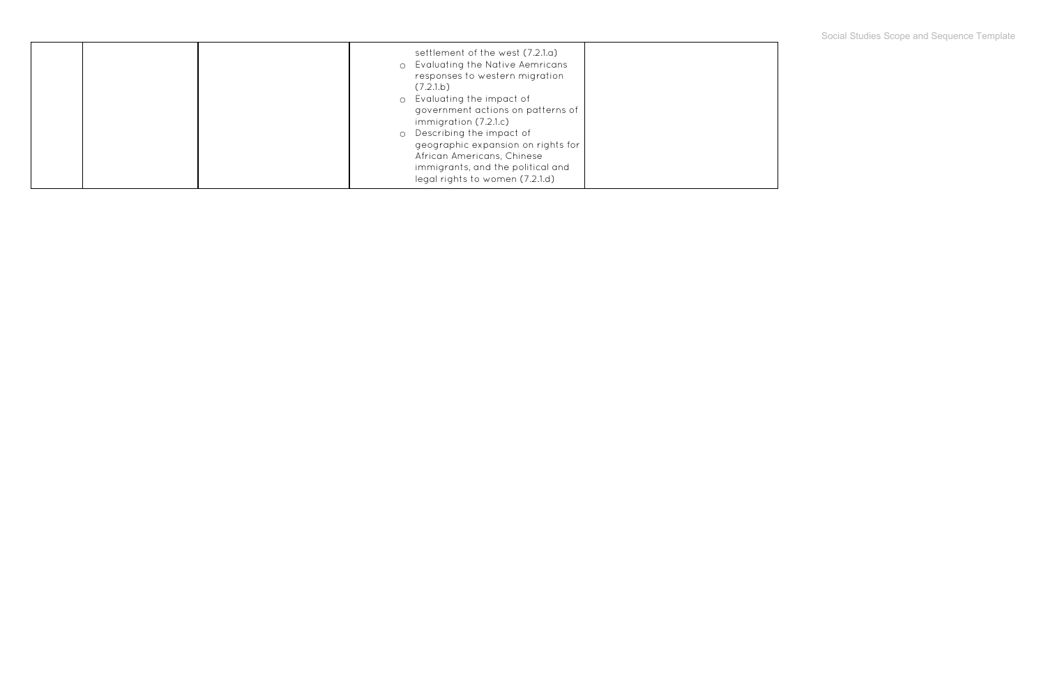| | | | | |
|---|---|---|---|---|
| | | | settlement of the west (7.2.1.a)<br>o Evaluating the Native Aemricans responses to western migration (7.2.1.b)<br>o Evaluating the impact of government actions on patterns of immigration (7.2.1.c)<br>o Describing the impact of geographic expansion on rights for African Americans, Chinese immigrants, and the political and legal rights to women (7.2.1.d) | |